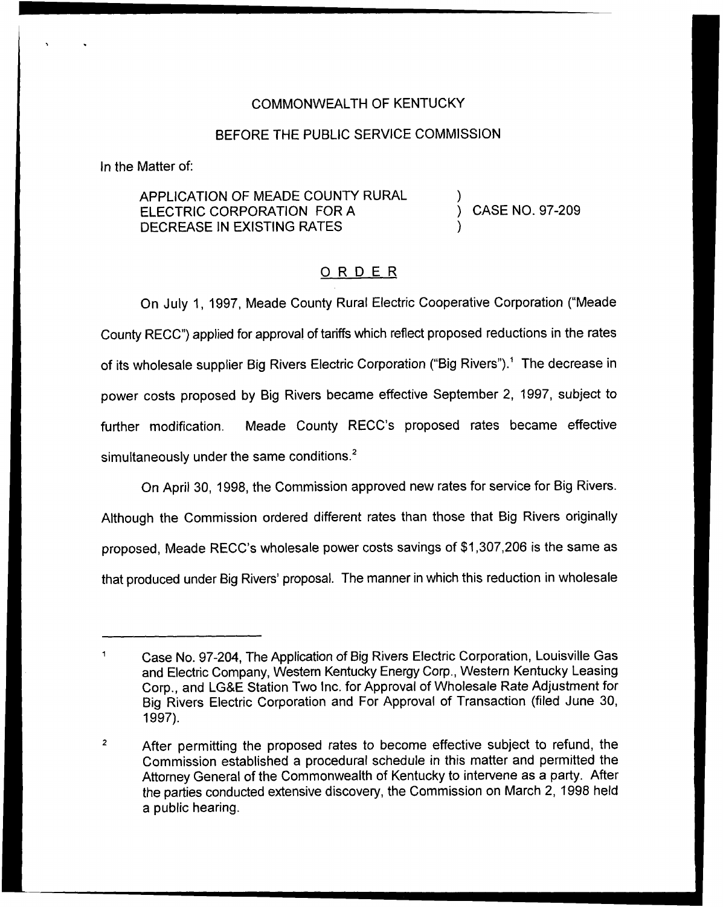COMMONWEALTH OF KENTUCKY

BEFORE THE PUBLIC SERVICE COMMISSION

In the Matter of:

APPLICATION OF MEADE COUNTY RURAL ELECTRIC CORPORATION FOR A DECREASE IN EXISTING RATES ) CASE NO. 97-209

## ORDER

On July 1, 1997, Meade County Rural Electric Cooperative Corporation ("Meade County RECC") applied for approval of tariffs which reflect proposed reductions in the rates of its wholesale supplier Big Rivers Electric Corporation ("Big Rivers").[1] The decrease in power costs proposed by Big Rivers became effective September 2, 1997, subject to further modification. Meade County RECC's proposed rates became effective simultaneously under the same conditions.[2]

On April 30, 1998, the Commission approved new rates for service for Big Rivers. Although the Commission ordered different rates than those that Big Rivers originally proposed, Meade RECC's wholesale power costs savings of $1,307,206 is the same as that produced under Big Rivers' proposal. The manner in which this reduction in wholesale

---

[1] Case No. 97-204, The Application of Big Rivers Electric Corporation, Louisville Gas and Electric Company, Western Kentucky Energy Corp., Western Kentucky Leasing Corp., and LG&E Station Two Inc. for Approval of Wholesale Rate Adjustment for Big Rivers Electric Corporation and For Approval of Transaction (filed June 30, 1997).

[2] After permitting the proposed rates to become effective subject to refund, the Commission established a procedural schedule in this matter and permitted the Attorney General of the Commonwealth of Kentucky to intervene as a party. After the parties conducted extensive discovery, the Commission on March 2, 1998 held a public hearing.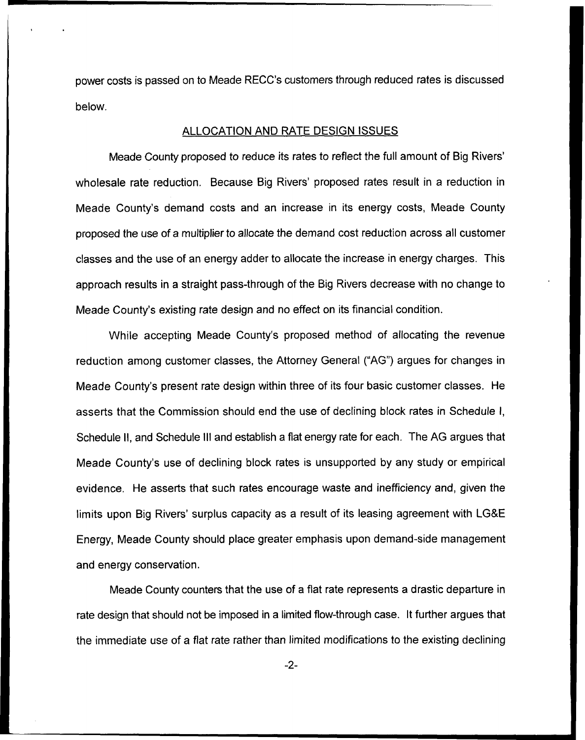power costs is passed on to Meade RECC's customers through reduced rates is discussed below.

## ALLOCATION AND RATE DESIGN ISSUES

Meade County proposed to reduce its rates to reflect the full amount of Big Rivers' wholesale rate reduction. Because Big Rivers' proposed rates result in a reduction in Meade County's demand costs and an increase in its energy costs, Meade County proposed the use of a multiplier to allocate the demand cost reduction across all customer classes and the use of an energy adder to allocate the increase in energy charges. This approach results in a straight pass-through of the Big Rivers decrease with no change to Meade County's existing rate design and no effect on its financial condition.

While accepting Meade County's proposed method of allocating the revenue reduction among customer classes, the Attorney General ("AG") argues for changes in Meade County's present rate design within three of its four basic customer classes. He asserts that the Commission should end the use of declining block rates in Schedule I, Schedule II, and Schedule III and establish a flat energy rate for each. The AG argues that Meade County's use of declining block rates is unsupported by any study or empirical evidence. He asserts that such rates encourage waste and inefficiency and, given the limits upon Big Rivers' surplus capacity as a result of its leasing agreement with LG&E Energy, Meade County should place greater emphasis upon demand-side management and energy conservation.

Meade County counters that the use of a flat rate represents a drastic departure in rate design that should not be imposed in a limited flow-through case. It further argues that the immediate use of a flat rate rather than limited modifications to the existing declining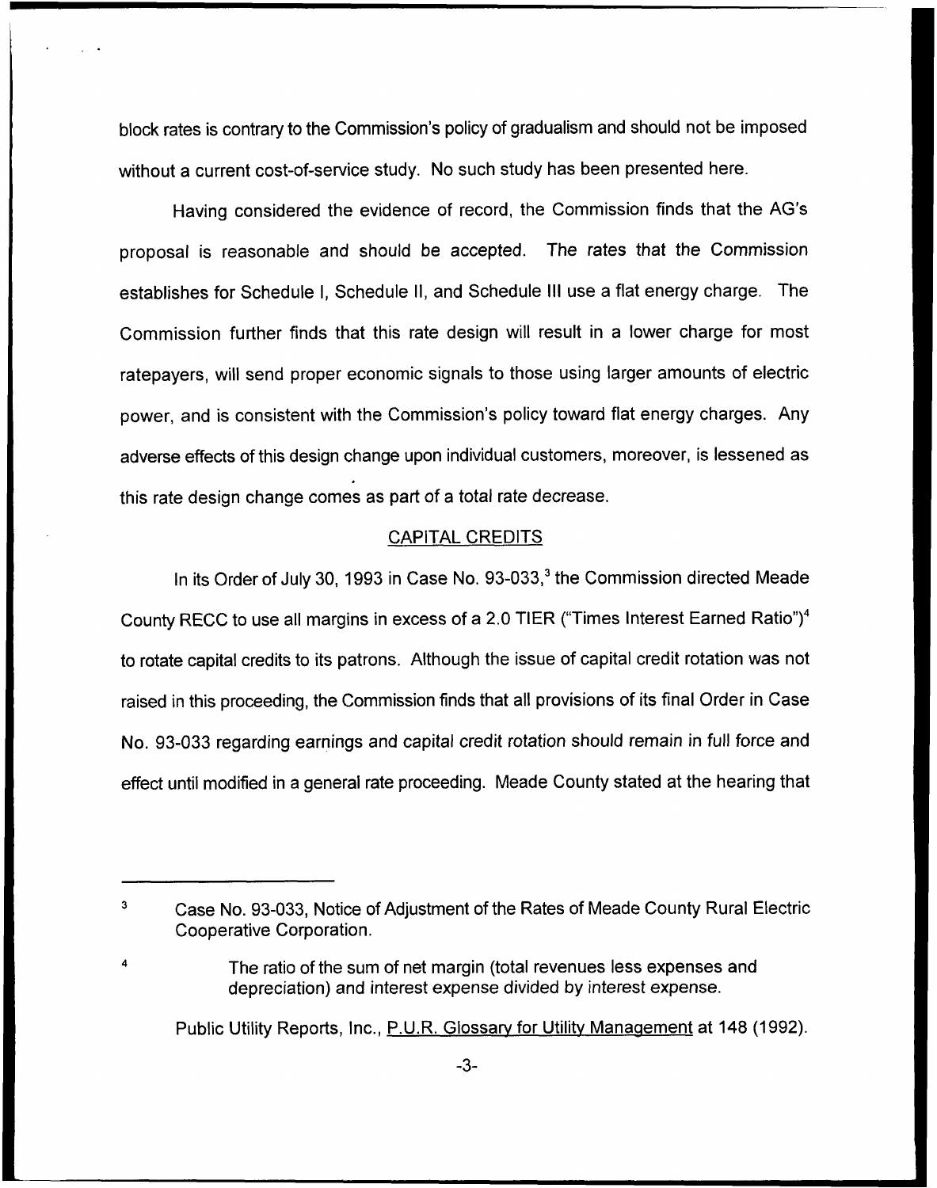block rates is contrary to the Commission's policy of gradualism and should not be imposed without a current cost-of-service study. No such study has been presented here.

Having considered the evidence of record, the Commission finds that the AG's proposal is reasonable and should be accepted. The rates that the Commission establishes for Schedule I, Schedule II, and Schedule III use a flat energy charge. The Commission further finds that this rate design will result in a lower charge for most ratepayers, will send proper economic signals to those using larger amounts of electric power, and is consistent with the Commission's policy toward flat energy charges. Any adverse effects of this design change upon individual customers, moreover, is lessened as this rate design change comes as part of a total rate decrease.

## CAPITAL CREDITS

In its Order of July 30, 1993 in Case No. 93-033,[3] the Commission directed Meade County RECC to use all margins in excess of a 2.0 TIER ("Times Interest Earned Ratio")[4] to rotate capital credits to its patrons. Although the issue of capital credit rotation was not raised in this proceeding, the Commission finds that all provisions of its final Order in Case No. 93-033 regarding earnings and capital credit rotation should remain in full force and effect until modified in a general rate proceeding. Meade County stated at the hearing that

---

[3] Case No. 93-033, Notice of Adjustment of the Rates of Meade County Rural Electric Cooperative Corporation.

[4] The ratio of the sum of net margin (total revenues less expenses and depreciation) and interest expense divided by interest expense.

Public Utility Reports, Inc., P.U.R. Glossary for Utility Management at 148 (1992).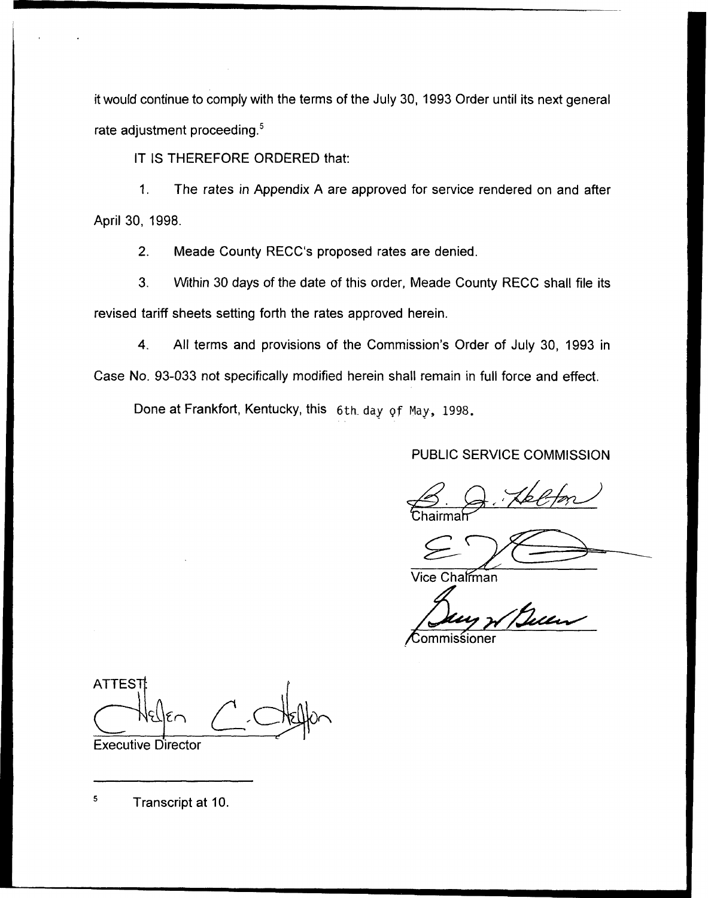it would continue to comply with the terms of the July 30, 1993 Order until its next general rate adjustment proceeding.[5]

IT IS THEREFORE ORDERED that:

1. The rates in Appendix A are approved for service rendered on and after April 30, 1998.

2. Meade County RECC's proposed rates are denied.

3. Within 30 days of the date of this order, Meade County RECC shall file its revised tariff sheets setting forth the rates approved herein.

4. All terms and provisions of the Commission's Order of July 30, 1993 in Case No. 93-033 not specifically modified herein shall remain in full force and effect.

Done at Frankfort, Kentucky, this 6th day of May, 1998.

PUBLIC SERVICE COMMISSION

Chairman

Vice Chairman

Commissioner

ATTEST:

Executive Director

---

[5] Transcript at 10.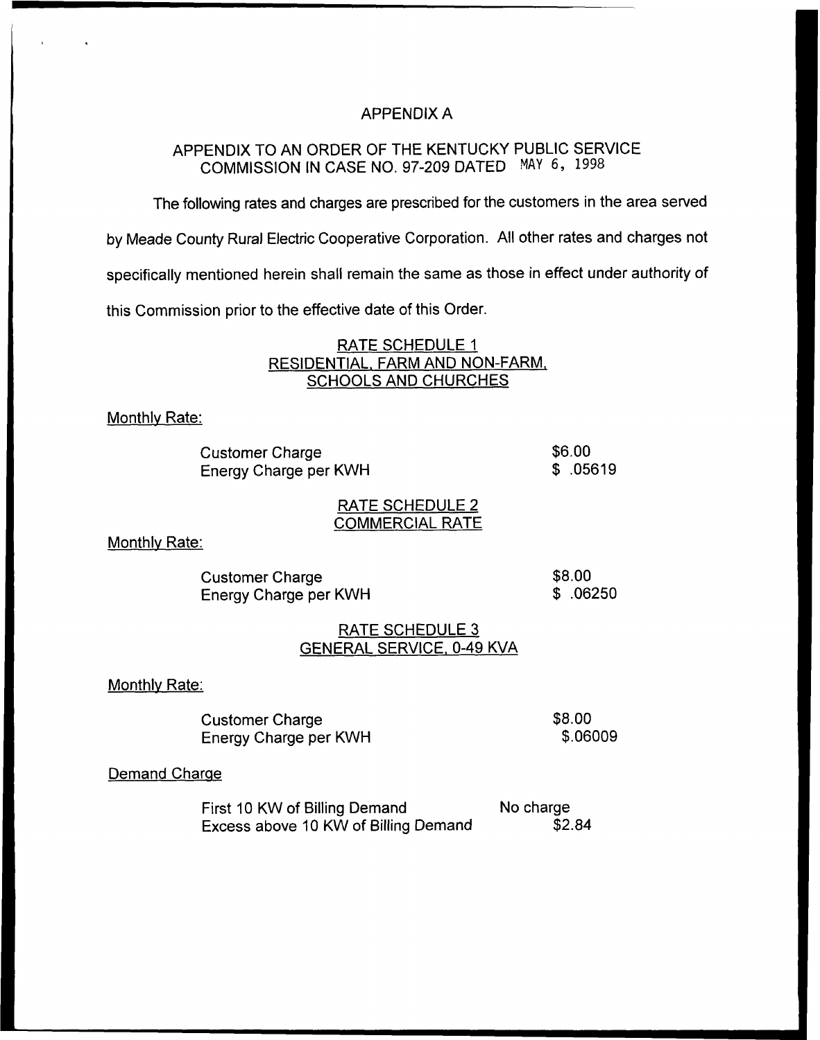# APPENDIX A

## APPENDIX TO AN ORDER OF THE KENTUCKY PUBLIC SERVICE COMMISSION IN CASE NO. 97-209 DATED MAY 6, 1998

The following rates and charges are prescribed for the customers in the area served by Meade County Rural Electric Cooperative Corporation. All other rates and charges not specifically mentioned herein shall remain the same as those in effect under authority of this Commission prior to the effective date of this Order.

### RATE SCHEDULE 1
### RESIDENTIAL, FARM AND NON-FARM, SCHOOLS AND CHURCHES

Monthly Rate:

| | |
|---|---|
| Customer Charge | $6.00 |
| Energy Charge per KWH | $ .05619 |

### RATE SCHEDULE 2
### COMMERCIAL RATE

Monthly Rate:

| | |
|---|---|
| Customer Charge | $8.00 |
| Energy Charge per KWH | $ .06250 |

### RATE SCHEDULE 3
### GENERAL SERVICE, 0-49 KVA

Monthly Rate:

| | |
|---|---|
| Customer Charge | $8.00 |
| Energy Charge per KWH | $.06009 |

Demand Charge

| | |
|---|---|
| First 10 KW of Billing Demand | No charge |
| Excess above 10 KW of Billing Demand | $2.84 |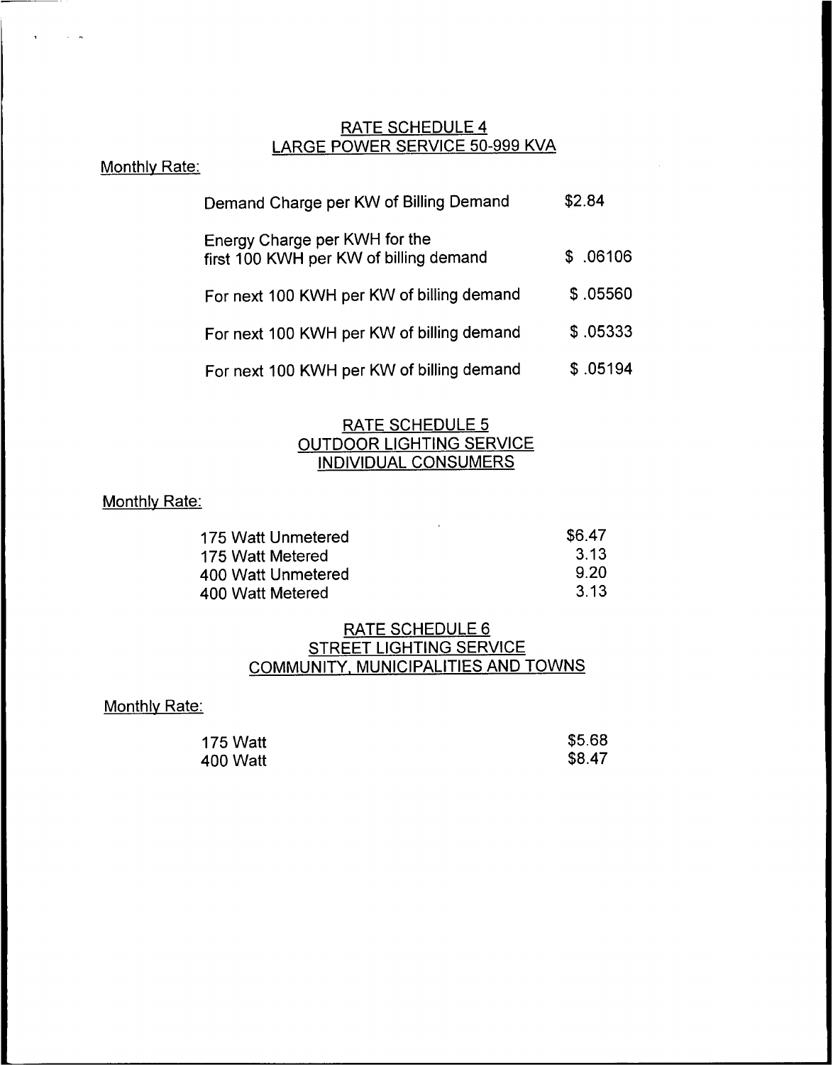## RATE SCHEDULE 4
## LARGE POWER SERVICE 50-999 KVA

Monthly Rate:

| | |
|---|---|
| Demand Charge per KW of Billing Demand | \$2.84 |
| Energy Charge per KWH for the first 100 KWH per KW of billing demand | \$ .06106 |
| For next 100 KWH per KW of billing demand | \$ .05560 |
| For next 100 KWH per KW of billing demand | \$ .05333 |
| For next 100 KWH per KW of billing demand | \$ .05194 |

## RATE SCHEDULE 5
## OUTDOOR LIGHTING SERVICE
## INDIVIDUAL CONSUMERS

Monthly Rate:

| | |
|---|---|
| 175 Watt Unmetered | \$6.47 |
| 175 Watt Metered | 3.13 |
| 400 Watt Unmetered | 9.20 |
| 400 Watt Metered | 3.13 |

## RATE SCHEDULE 6
## STREET LIGHTING SERVICE
## COMMUNITY, MUNICIPALITIES AND TOWNS

Monthly Rate:

| | |
|---|---|
| 175 Watt | \$5.68 |
| 400 Watt | \$8.47 |